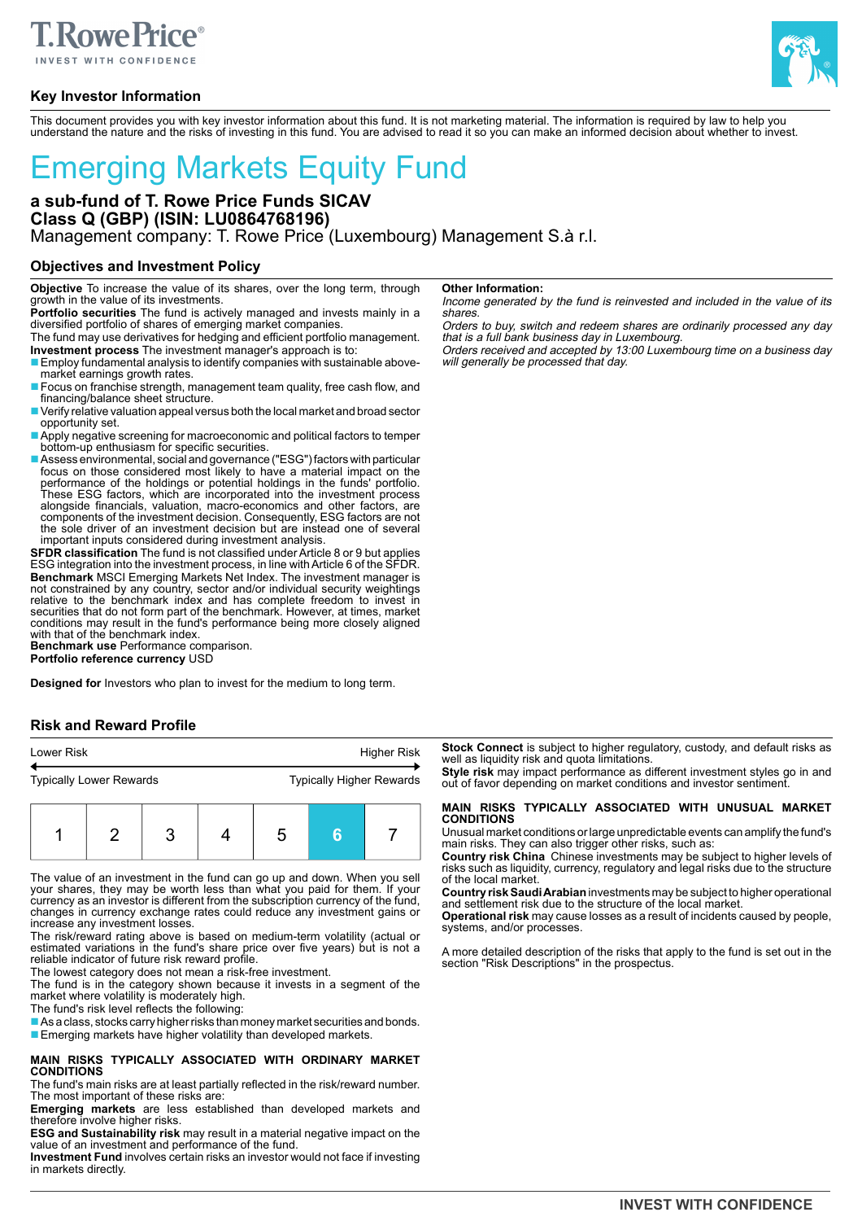## Key Investor Information

This document provides you with key investor information about this fund. It is not marketing material. The information is required by law to help you understand the nature and the risks of investing in this fund. You are advised to read it so you can make an informed decision about whether to invest.

# Emerging Markets Equity Fund

**a sub-fund of T. Rowe Price Funds SICAV**
**Class Q (GBP) (ISIN: LU0864768196)**
Management company: T. Rowe Price (Luxembourg) Management S.à r.l.

## Objectives and Investment Policy

**Objective** To increase the value of its shares, over the long term, through growth in the value of its investments.

**Portfolio securities** The fund is actively managed and invests mainly in a diversified portfolio of shares of emerging market companies.

The fund may use derivatives for hedging and efficient portfolio management.

**Investment process** The investment manager's approach is to:

- Employ fundamental analysis to identify companies with sustainable above-market earnings growth rates.
- Focus on franchise strength, management team quality, free cash flow, and financing/balance sheet structure.
- Verify relative valuation appeal versus both the local market and broad sector opportunity set.
- Apply negative screening for macroeconomic and political factors to temper bottom-up enthusiasm for specific securities.
- Assess environmental, social and governance ("ESG") factors with particular focus on those considered most likely to have a material impact on the performance of the holdings or potential holdings in the funds' portfolio. These ESG factors, which are incorporated into the investment process alongside financials, valuation, macro-economics and other factors, are components of the investment decision. Consequently, ESG factors are not the sole driver of an investment decision but are instead one of several important inputs considered during investment analysis.

**SFDR classification** The fund is not classified under Article 8 or 9 but applies ESG integration into the investment process, in line with Article 6 of the SFDR.

**Benchmark** MSCI Emerging Markets Net Index. The investment manager is not constrained by any country, sector and/or individual security weightings relative to the benchmark index and has complete freedom to invest in securities that do not form part of the benchmark. However, at times, market conditions may result in the fund's performance being more closely aligned with that of the benchmark index.

**Benchmark use** Performance comparison.

**Portfolio reference currency** USD

**Designed for** Investors who plan to invest for the medium to long term.

**Other Information:**

*Income generated by the fund is reinvested and included in the value of its shares.*

*Orders to buy, switch and redeem shares are ordinarily processed any day that is a full bank business day in Luxembourg.*

*Orders received and accepted by 13:00 Luxembourg time on a business day will generally be processed that day.*

## Risk and Reward Profile

| Lower Risk | | | | | | Higher Risk |
|---|---|---|---|---|---|---|
| Typically Lower Rewards | | | | | | Typically Higher Rewards |
| 1 | 2 | 3 | 4 | 5 | **6** | 7 |

The value of an investment in the fund can go up and down. When you sell your shares, they may be worth less than what you paid for them. If your currency as an investor is different from the subscription currency of the fund, changes in currency exchange rates could reduce any investment gains or increase any investment losses.

The risk/reward rating above is based on medium-term volatility (actual or estimated variations in the fund's share price over five years) but is not a reliable indicator of future risk reward profile.

The lowest category does not mean a risk-free investment.

The fund is in the category shown because it invests in a segment of the market where volatility is moderately high.

The fund's risk level reflects the following:

- As a class, stocks carry higher risks than money market securities and bonds.
- Emerging markets have higher volatility than developed markets.

**MAIN RISKS TYPICALLY ASSOCIATED WITH ORDINARY MARKET CONDITIONS**

The fund's main risks are at least partially reflected in the risk/reward number. The most important of these risks are:

**Emerging markets** are less established than developed markets and therefore involve higher risks.

**ESG and Sustainability risk** may result in a material negative impact on the value of an investment and performance of the fund.

**Investment Fund** involves certain risks an investor would not face if investing in markets directly.

**Stock Connect** is subject to higher regulatory, custody, and default risks as well as liquidity risk and quota limitations.

**Style risk** may impact performance as different investment styles go in and out of favor depending on market conditions and investor sentiment.

**MAIN RISKS TYPICALLY ASSOCIATED WITH UNUSUAL MARKET CONDITIONS**

Unusual market conditions or large unpredictable events can amplify the fund's main risks. They can also trigger other risks, such as:

**Country risk China** Chinese investments may be subject to higher levels of risks such as liquidity, currency, regulatory and legal risks due to the structure of the local market.

**Country risk Saudi Arabian** investments may be subject to higher operational and settlement risk due to the structure of the local market.

**Operational risk** may cause losses as a result of incidents caused by people, systems, and/or processes.

A more detailed description of the risks that apply to the fund is set out in the section "Risk Descriptions" in the prospectus.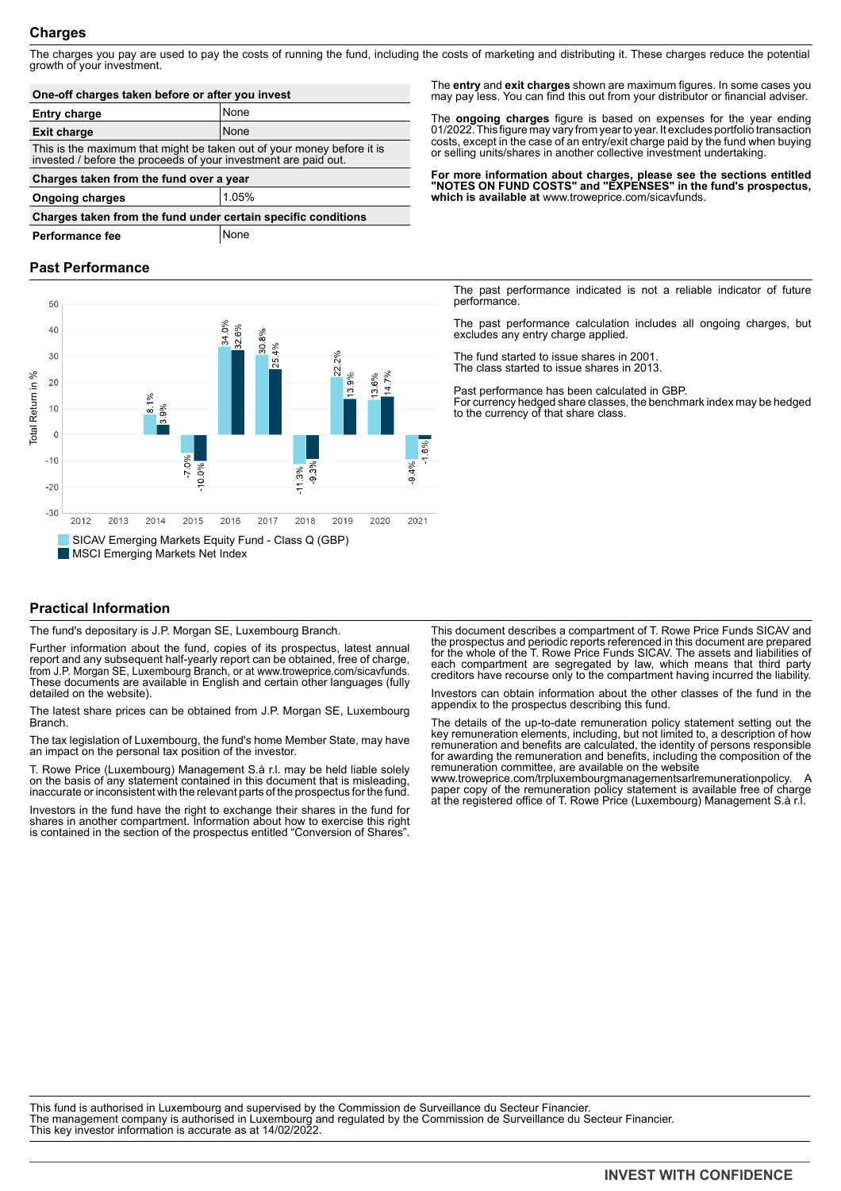## Charges

The charges you pay are used to pay the costs of running the fund, including the costs of marketing and distributing it. These charges reduce the potential growth of your investment.

| One-off charges taken before or after you invest | |
|---|---|
| **Entry charge** | None |
| **Exit charge** | None |
| This is the maximum that might be taken out of your money before it is invested / before the proceeds of your investment are paid out. | |
| **Charges taken from the fund over a year** | |
| **Ongoing charges** | 1.05% |
| **Charges taken from the fund under certain specific conditions** | |
| **Performance fee** | None |

The **entry** and **exit charges** shown are maximum figures. In some cases you may pay less. You can find this out from your distributor or financial adviser.

The **ongoing charges** figure is based on expenses for the year ending 01/2022. This figure may vary from year to year. It excludes portfolio transaction costs, except in the case of an entry/exit charge paid by the fund when buying or selling units/shares in another collective investment undertaking.

**For more information about charges, please see the sections entitled "NOTES ON FUND COSTS" and "EXPENSES" in the fund's prospectus, which is available at** www.troweprice.com/sicavfunds.

## Past Performance

Total Return in %

50
40
30
20
10
0
-10
-20
-30

2012 2013 2014 2015 2016 2017 2018 2019 2020 2021

8.1% 3.9% -7.0% -10.0% 34.0% 32.6% 30.8% 25.4% -11.3% -9.3% 22.2% 13.9% 13.6% 14.7% -9.4% -1.6%

SICAV Emerging Markets Equity Fund - Class Q (GBP)
MSCI Emerging Markets Net Index

The past performance indicated is not a reliable indicator of future performance.

The past performance calculation includes all ongoing charges, but excludes any entry charge applied.

The fund started to issue shares in 2001.
The class started to issue shares in 2013.

Past performance has been calculated in GBP.
For currency hedged share classes, the benchmark index may be hedged to the currency of that share class.

## Practical Information

The fund's depositary is J.P. Morgan SE, Luxembourg Branch.

Further information about the fund, copies of its prospectus, latest annual report and any subsequent half-yearly report can be obtained, free of charge, from J.P. Morgan SE, Luxembourg Branch, or at www.troweprice.com/sicavfunds. These documents are available in English and certain other languages (fully detailed on the website).

The latest share prices can be obtained from J.P. Morgan SE, Luxembourg Branch.

The tax legislation of Luxembourg, the fund's home Member State, may have an impact on the personal tax position of the investor.

T. Rowe Price (Luxembourg) Management S.à r.l. may be held liable solely on the basis of any statement contained in this document that is misleading, inaccurate or inconsistent with the relevant parts of the prospectus for the fund.

Investors in the fund have the right to exchange their shares in the fund for shares in another compartment. Information about how to exercise this right is contained in the section of the prospectus entitled "Conversion of Shares".

This document describes a compartment of T. Rowe Price Funds SICAV and the prospectus and periodic reports referenced in this document are prepared for the whole of the T. Rowe Price Funds SICAV. The assets and liabilities of each compartment are segregated by law, which means that third party creditors have recourse only to the compartment having incurred the liability.

Investors can obtain information about the other classes of the fund in the appendix to the prospectus describing this fund.

The details of the up-to-date remuneration policy statement setting out the key remuneration elements, including, but not limited to, a description of how remuneration and benefits are calculated, the identity of persons responsible for awarding the remuneration and benefits, including the composition of the remuneration committee, are available on the website www.troweprice.com/trpluxembourgmanagementsarlremunerationpolicy. A paper copy of the remuneration policy statement is available free of charge at the registered office of T. Rowe Price (Luxembourg) Management S.à r.l.

This fund is authorised in Luxembourg and supervised by the Commission de Surveillance du Secteur Financier.
The management company is authorised in Luxembourg and regulated by the Commission de Surveillance du Secteur Financier.
This key investor information is accurate as at 14/02/2022.